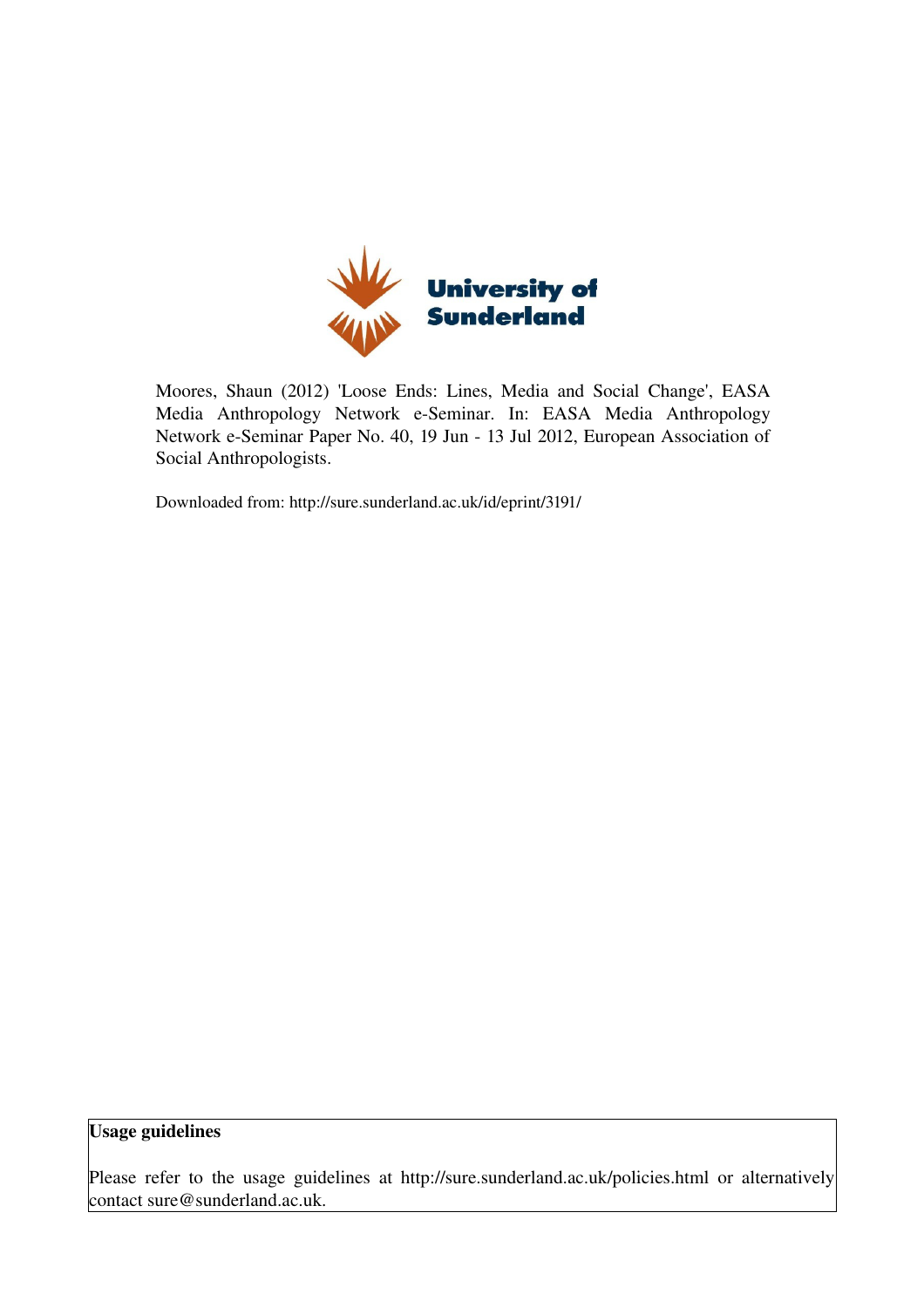University of Sunderland

Moores, Shaun (2012) 'Loose Ends: Lines, Media and Social Change', EASA Media Anthropology Network e-Seminar. In: EASA Media Anthropology Network e-Seminar Paper No. 40, 19 Jun - 13 Jul 2012, European Association of Social Anthropologists.

Downloaded from: http://sure.sunderland.ac.uk/id/eprint/3191/

**Usage guidelines**

Please refer to the usage guidelines at http://sure.sunderland.ac.uk/policies.html or alternatively contact sure@sunderland.ac.uk.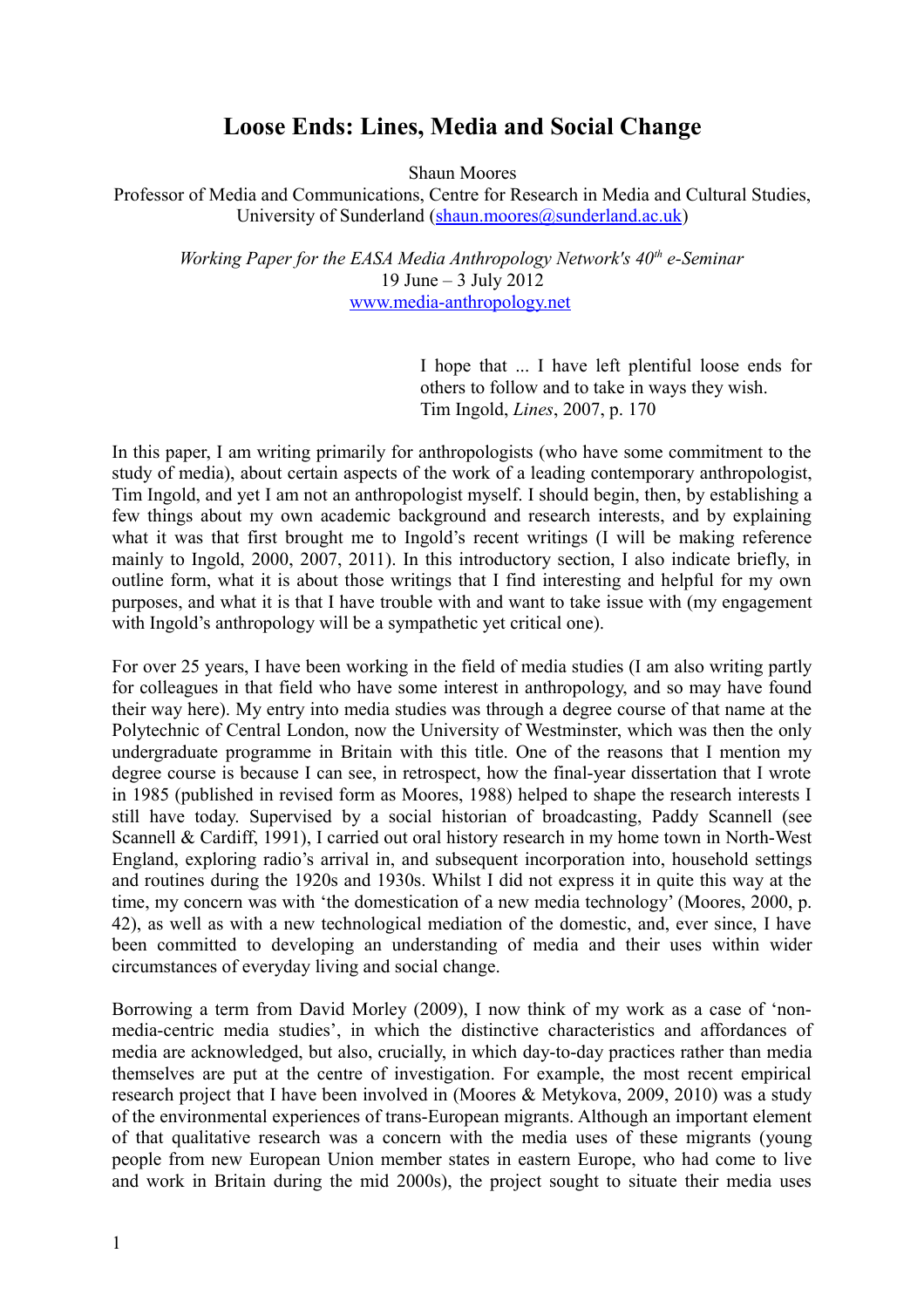# Loose Ends: Lines, Media and Social Change

Shaun Moores

Professor of Media and Communications, Centre for Research in Media and Cultural Studies, University of Sunderland (shaun.moores@sunderland.ac.uk)

*Working Paper for the EASA Media Anthropology Network's 40th e-Seminar*

19 June – 3 July 2012

www.media-anthropology.net

> I hope that ... I have left plentiful loose ends for others to follow and to take in ways they wish.
> Tim Ingold, *Lines*, 2007, p. 170

In this paper, I am writing primarily for anthropologists (who have some commitment to the study of media), about certain aspects of the work of a leading contemporary anthropologist, Tim Ingold, and yet I am not an anthropologist myself. I should begin, then, by establishing a few things about my own academic background and research interests, and by explaining what it was that first brought me to Ingold's recent writings (I will be making reference mainly to Ingold, 2000, 2007, 2011). In this introductory section, I also indicate briefly, in outline form, what it is about those writings that I find interesting and helpful for my own purposes, and what it is that I have trouble with and want to take issue with (my engagement with Ingold's anthropology will be a sympathetic yet critical one).

For over 25 years, I have been working in the field of media studies (I am also writing partly for colleagues in that field who have some interest in anthropology, and so may have found their way here). My entry into media studies was through a degree course of that name at the Polytechnic of Central London, now the University of Westminster, which was then the only undergraduate programme in Britain with this title. One of the reasons that I mention my degree course is because I can see, in retrospect, how the final-year dissertation that I wrote in 1985 (published in revised form as Moores, 1988) helped to shape the research interests I still have today. Supervised by a social historian of broadcasting, Paddy Scannell (see Scannell & Cardiff, 1991), I carried out oral history research in my home town in North-West England, exploring radio's arrival in, and subsequent incorporation into, household settings and routines during the 1920s and 1930s. Whilst I did not express it in quite this way at the time, my concern was with 'the domestication of a new media technology' (Moores, 2000, p. 42), as well as with a new technological mediation of the domestic, and, ever since, I have been committed to developing an understanding of media and their uses within wider circumstances of everyday living and social change.

Borrowing a term from David Morley (2009), I now think of my work as a case of 'non-media-centric media studies', in which the distinctive characteristics and affordances of media are acknowledged, but also, crucially, in which day-to-day practices rather than media themselves are put at the centre of investigation. For example, the most recent empirical research project that I have been involved in (Moores & Metykova, 2009, 2010) was a study of the environmental experiences of trans-European migrants. Although an important element of that qualitative research was a concern with the media uses of these migrants (young people from new European Union member states in eastern Europe, who had come to live and work in Britain during the mid 2000s), the project sought to situate their media uses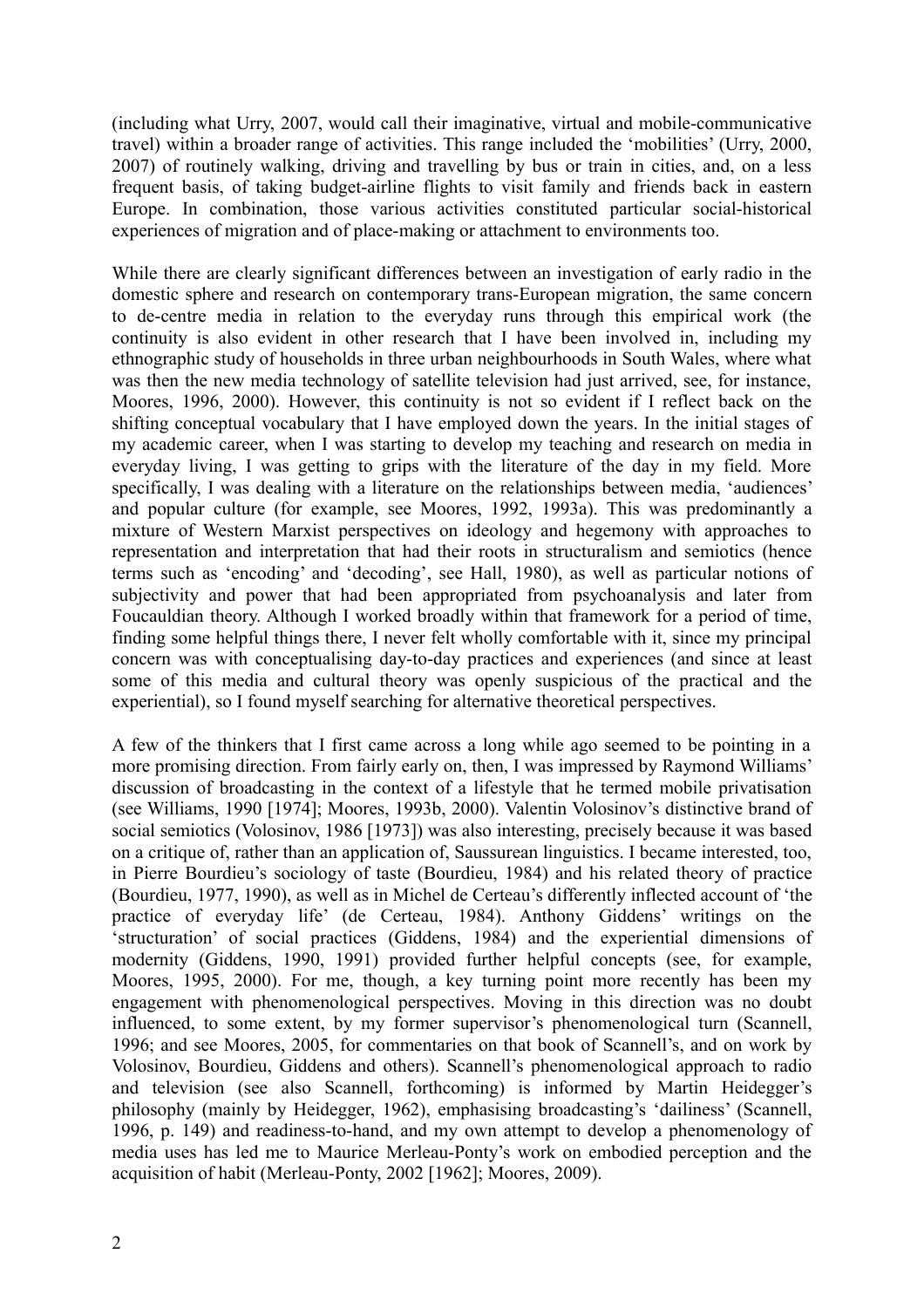(including what Urry, 2007, would call their imaginative, virtual and mobile-communicative travel) within a broader range of activities. This range included the 'mobilities' (Urry, 2000, 2007) of routinely walking, driving and travelling by bus or train in cities, and, on a less frequent basis, of taking budget-airline flights to visit family and friends back in eastern Europe. In combination, those various activities constituted particular social-historical experiences of migration and of place-making or attachment to environments too.

While there are clearly significant differences between an investigation of early radio in the domestic sphere and research on contemporary trans-European migration, the same concern to de-centre media in relation to the everyday runs through this empirical work (the continuity is also evident in other research that I have been involved in, including my ethnographic study of households in three urban neighbourhoods in South Wales, where what was then the new media technology of satellite television had just arrived, see, for instance, Moores, 1996, 2000). However, this continuity is not so evident if I reflect back on the shifting conceptual vocabulary that I have employed down the years. In the initial stages of my academic career, when I was starting to develop my teaching and research on media in everyday living, I was getting to grips with the literature of the day in my field. More specifically, I was dealing with a literature on the relationships between media, 'audiences' and popular culture (for example, see Moores, 1992, 1993a). This was predominantly a mixture of Western Marxist perspectives on ideology and hegemony with approaches to representation and interpretation that had their roots in structuralism and semiotics (hence terms such as 'encoding' and 'decoding', see Hall, 1980), as well as particular notions of subjectivity and power that had been appropriated from psychoanalysis and later from Foucauldian theory. Although I worked broadly within that framework for a period of time, finding some helpful things there, I never felt wholly comfortable with it, since my principal concern was with conceptualising day-to-day practices and experiences (and since at least some of this media and cultural theory was openly suspicious of the practical and the experiential), so I found myself searching for alternative theoretical perspectives.

A few of the thinkers that I first came across a long while ago seemed to be pointing in a more promising direction. From fairly early on, then, I was impressed by Raymond Williams' discussion of broadcasting in the context of a lifestyle that he termed mobile privatisation (see Williams, 1990 [1974]; Moores, 1993b, 2000). Valentin Volosinov's distinctive brand of social semiotics (Volosinov, 1986 [1973]) was also interesting, precisely because it was based on a critique of, rather than an application of, Saussurean linguistics. I became interested, too, in Pierre Bourdieu's sociology of taste (Bourdieu, 1984) and his related theory of practice (Bourdieu, 1977, 1990), as well as in Michel de Certeau's differently inflected account of 'the practice of everyday life' (de Certeau, 1984). Anthony Giddens' writings on the 'structuration' of social practices (Giddens, 1984) and the experiential dimensions of modernity (Giddens, 1990, 1991) provided further helpful concepts (see, for example, Moores, 1995, 2000). For me, though, a key turning point more recently has been my engagement with phenomenological perspectives. Moving in this direction was no doubt influenced, to some extent, by my former supervisor's phenomenological turn (Scannell, 1996; and see Moores, 2005, for commentaries on that book of Scannell's, and on work by Volosinov, Bourdieu, Giddens and others). Scannell's phenomenological approach to radio and television (see also Scannell, forthcoming) is informed by Martin Heidegger's philosophy (mainly by Heidegger, 1962), emphasising broadcasting's 'dailiness' (Scannell, 1996, p. 149) and readiness-to-hand, and my own attempt to develop a phenomenology of media uses has led me to Maurice Merleau-Ponty's work on embodied perception and the acquisition of habit (Merleau-Ponty, 2002 [1962]; Moores, 2009).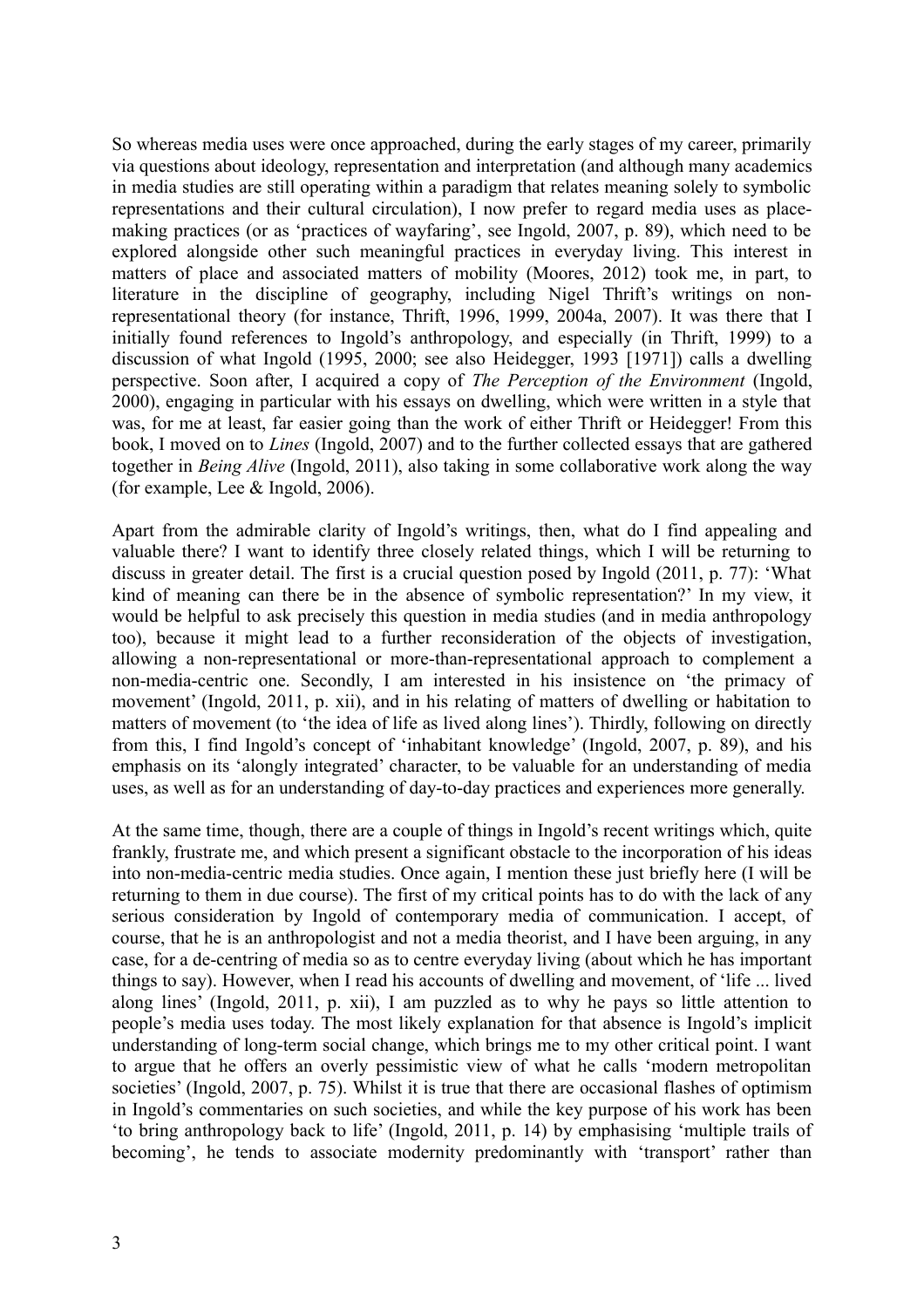So whereas media uses were once approached, during the early stages of my career, primarily via questions about ideology, representation and interpretation (and although many academics in media studies are still operating within a paradigm that relates meaning solely to symbolic representations and their cultural circulation), I now prefer to regard media uses as place-making practices (or as 'practices of wayfaring', see Ingold, 2007, p. 89), which need to be explored alongside other such meaningful practices in everyday living. This interest in matters of place and associated matters of mobility (Moores, 2012) took me, in part, to literature in the discipline of geography, including Nigel Thrift's writings on non-representational theory (for instance, Thrift, 1996, 1999, 2004a, 2007). It was there that I initially found references to Ingold's anthropology, and especially (in Thrift, 1999) to a discussion of what Ingold (1995, 2000; see also Heidegger, 1993 [1971]) calls a dwelling perspective. Soon after, I acquired a copy of *The Perception of the Environment* (Ingold, 2000), engaging in particular with his essays on dwelling, which were written in a style that was, for me at least, far easier going than the work of either Thrift or Heidegger! From this book, I moved on to *Lines* (Ingold, 2007) and to the further collected essays that are gathered together in *Being Alive* (Ingold, 2011), also taking in some collaborative work along the way (for example, Lee & Ingold, 2006).

Apart from the admirable clarity of Ingold's writings, then, what do I find appealing and valuable there? I want to identify three closely related things, which I will be returning to discuss in greater detail. The first is a crucial question posed by Ingold (2011, p. 77): 'What kind of meaning can there be in the absence of symbolic representation?' In my view, it would be helpful to ask precisely this question in media studies (and in media anthropology too), because it might lead to a further reconsideration of the objects of investigation, allowing a non-representational or more-than-representational approach to complement a non-media-centric one. Secondly, I am interested in his insistence on 'the primacy of movement' (Ingold, 2011, p. xii), and in his relating of matters of dwelling or habitation to matters of movement (to 'the idea of life as lived along lines'). Thirdly, following on directly from this, I find Ingold's concept of 'inhabitant knowledge' (Ingold, 2007, p. 89), and his emphasis on its 'alongly integrated' character, to be valuable for an understanding of media uses, as well as for an understanding of day-to-day practices and experiences more generally.

At the same time, though, there are a couple of things in Ingold's recent writings which, quite frankly, frustrate me, and which present a significant obstacle to the incorporation of his ideas into non-media-centric media studies. Once again, I mention these just briefly here (I will be returning to them in due course). The first of my critical points has to do with the lack of any serious consideration by Ingold of contemporary media of communication. I accept, of course, that he is an anthropologist and not a media theorist, and I have been arguing, in any case, for a de-centring of media so as to centre everyday living (about which he has important things to say). However, when I read his accounts of dwelling and movement, of 'life ... lived along lines' (Ingold, 2011, p. xii), I am puzzled as to why he pays so little attention to people's media uses today. The most likely explanation for that absence is Ingold's implicit understanding of long-term social change, which brings me to my other critical point. I want to argue that he offers an overly pessimistic view of what he calls 'modern metropolitan societies' (Ingold, 2007, p. 75). Whilst it is true that there are occasional flashes of optimism in Ingold's commentaries on such societies, and while the key purpose of his work has been 'to bring anthropology back to life' (Ingold, 2011, p. 14) by emphasising 'multiple trails of becoming', he tends to associate modernity predominantly with 'transport' rather than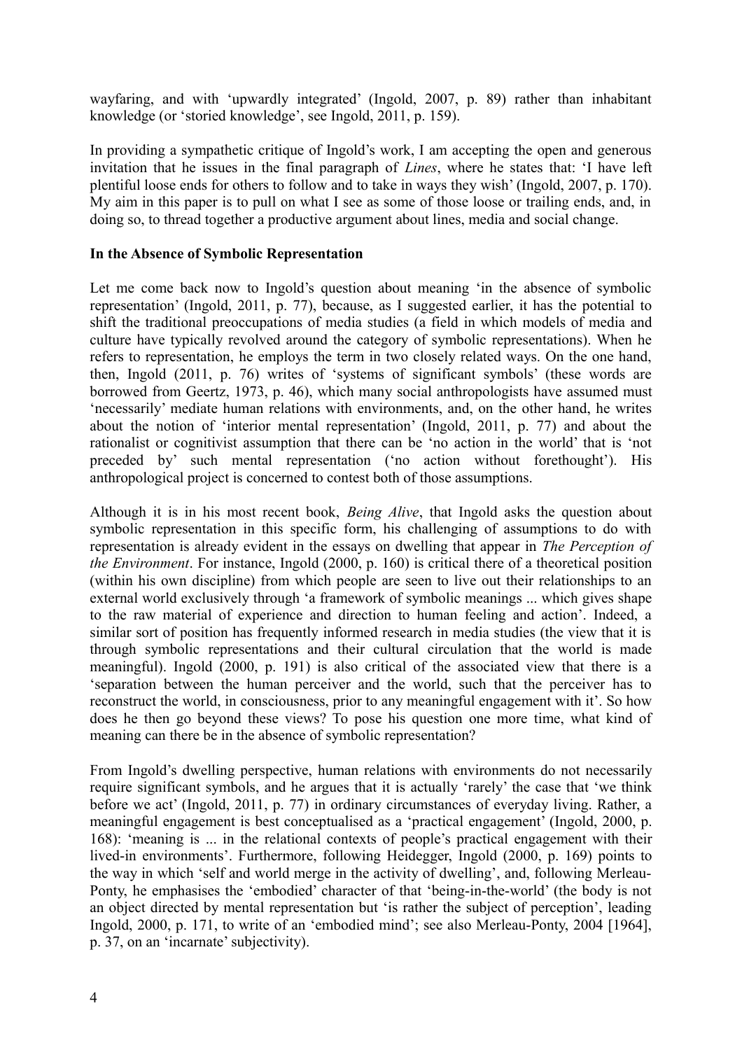wayfaring, and with 'upwardly integrated' (Ingold, 2007, p. 89) rather than inhabitant knowledge (or 'storied knowledge', see Ingold, 2011, p. 159).

In providing a sympathetic critique of Ingold's work, I am accepting the open and generous invitation that he issues in the final paragraph of *Lines*, where he states that: 'I have left plentiful loose ends for others to follow and to take in ways they wish' (Ingold, 2007, p. 170). My aim in this paper is to pull on what I see as some of those loose or trailing ends, and, in doing so, to thread together a productive argument about lines, media and social change.

**In the Absence of Symbolic Representation**

Let me come back now to Ingold's question about meaning 'in the absence of symbolic representation' (Ingold, 2011, p. 77), because, as I suggested earlier, it has the potential to shift the traditional preoccupations of media studies (a field in which models of media and culture have typically revolved around the category of symbolic representations). When he refers to representation, he employs the term in two closely related ways. On the one hand, then, Ingold (2011, p. 76) writes of 'systems of significant symbols' (these words are borrowed from Geertz, 1973, p. 46), which many social anthropologists have assumed must 'necessarily' mediate human relations with environments, and, on the other hand, he writes about the notion of 'interior mental representation' (Ingold, 2011, p. 77) and about the rationalist or cognitivist assumption that there can be 'no action in the world' that is 'not preceded by' such mental representation ('no action without forethought'). His anthropological project is concerned to contest both of those assumptions.

Although it is in his most recent book, *Being Alive*, that Ingold asks the question about symbolic representation in this specific form, his challenging of assumptions to do with representation is already evident in the essays on dwelling that appear in *The Perception of the Environment*. For instance, Ingold (2000, p. 160) is critical there of a theoretical position (within his own discipline) from which people are seen to live out their relationships to an external world exclusively through 'a framework of symbolic meanings ... which gives shape to the raw material of experience and direction to human feeling and action'. Indeed, a similar sort of position has frequently informed research in media studies (the view that it is through symbolic representations and their cultural circulation that the world is made meaningful). Ingold (2000, p. 191) is also critical of the associated view that there is a 'separation between the human perceiver and the world, such that the perceiver has to reconstruct the world, in consciousness, prior to any meaningful engagement with it'. So how does he then go beyond these views? To pose his question one more time, what kind of meaning can there be in the absence of symbolic representation?

From Ingold's dwelling perspective, human relations with environments do not necessarily require significant symbols, and he argues that it is actually 'rarely' the case that 'we think before we act' (Ingold, 2011, p. 77) in ordinary circumstances of everyday living. Rather, a meaningful engagement is best conceptualised as a 'practical engagement' (Ingold, 2000, p. 168): 'meaning is ... in the relational contexts of people's practical engagement with their lived-in environments'. Furthermore, following Heidegger, Ingold (2000, p. 169) points to the way in which 'self and world merge in the activity of dwelling', and, following Merleau-Ponty, he emphasises the 'embodied' character of that 'being-in-the-world' (the body is not an object directed by mental representation but 'is rather the subject of perception', leading Ingold, 2000, p. 171, to write of an 'embodied mind'; see also Merleau-Ponty, 2004 [1964], p. 37, on an 'incarnate' subjectivity).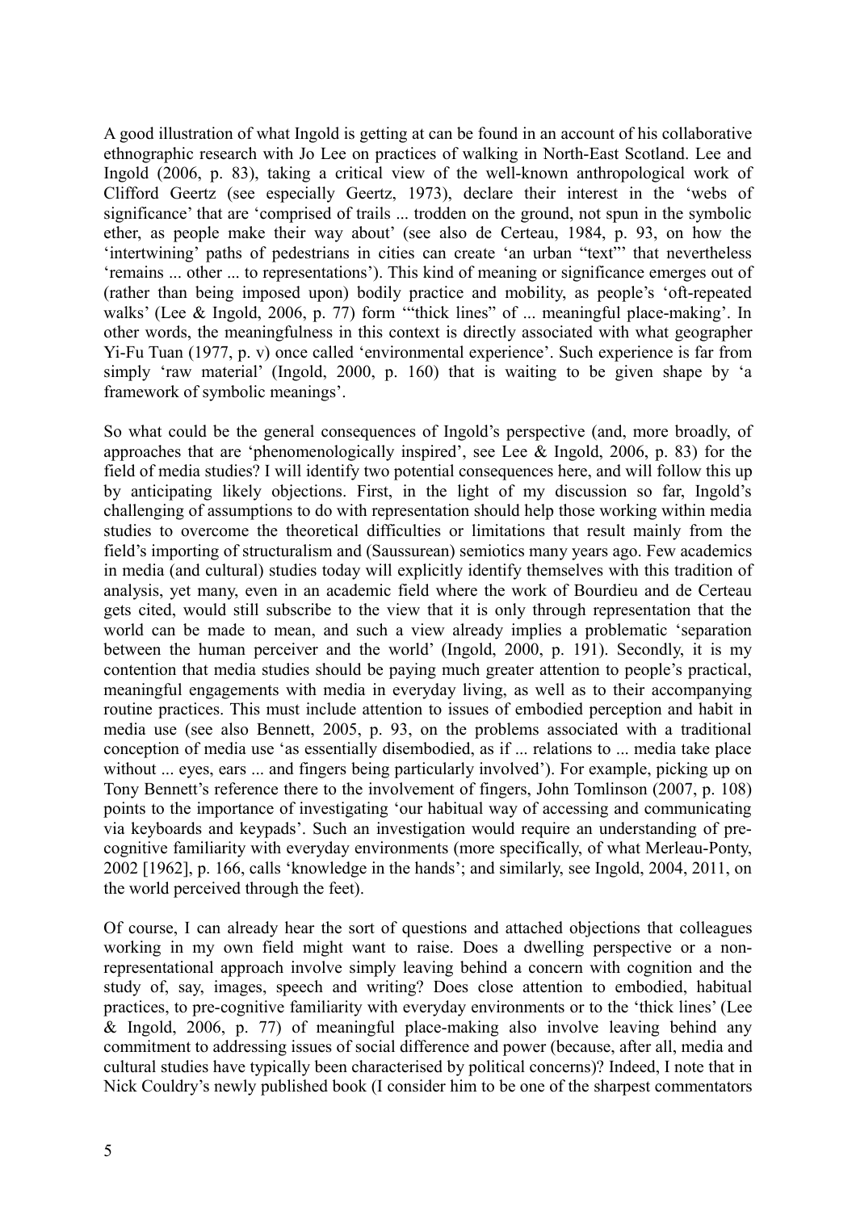A good illustration of what Ingold is getting at can be found in an account of his collaborative ethnographic research with Jo Lee on practices of walking in North-East Scotland. Lee and Ingold (2006, p. 83), taking a critical view of the well-known anthropological work of Clifford Geertz (see especially Geertz, 1973), declare their interest in the 'webs of significance' that are 'comprised of trails ... trodden on the ground, not spun in the symbolic ether, as people make their way about' (see also de Certeau, 1984, p. 93, on how the 'intertwining' paths of pedestrians in cities can create 'an urban "text"' that nevertheless 'remains ... other ... to representations'). This kind of meaning or significance emerges out of (rather than being imposed upon) bodily practice and mobility, as people's 'oft-repeated walks' (Lee & Ingold, 2006, p. 77) form '"thick lines" of ... meaningful place-making'. In other words, the meaningfulness in this context is directly associated with what geographer Yi-Fu Tuan (1977, p. v) once called 'environmental experience'. Such experience is far from simply 'raw material' (Ingold, 2000, p. 160) that is waiting to be given shape by 'a framework of symbolic meanings'.

So what could be the general consequences of Ingold's perspective (and, more broadly, of approaches that are 'phenomenologically inspired', see Lee & Ingold, 2006, p. 83) for the field of media studies? I will identify two potential consequences here, and will follow this up by anticipating likely objections. First, in the light of my discussion so far, Ingold's challenging of assumptions to do with representation should help those working within media studies to overcome the theoretical difficulties or limitations that result mainly from the field's importing of structuralism and (Saussurean) semiotics many years ago. Few academics in media (and cultural) studies today will explicitly identify themselves with this tradition of analysis, yet many, even in an academic field where the work of Bourdieu and de Certeau gets cited, would still subscribe to the view that it is only through representation that the world can be made to mean, and such a view already implies a problematic 'separation between the human perceiver and the world' (Ingold, 2000, p. 191). Secondly, it is my contention that media studies should be paying much greater attention to people's practical, meaningful engagements with media in everyday living, as well as to their accompanying routine practices. This must include attention to issues of embodied perception and habit in media use (see also Bennett, 2005, p. 93, on the problems associated with a traditional conception of media use 'as essentially disembodied, as if ... relations to ... media take place without ... eyes, ears ... and fingers being particularly involved'). For example, picking up on Tony Bennett's reference there to the involvement of fingers, John Tomlinson (2007, p. 108) points to the importance of investigating 'our habitual way of accessing and communicating via keyboards and keypads'. Such an investigation would require an understanding of pre-cognitive familiarity with everyday environments (more specifically, of what Merleau-Ponty, 2002 [1962], p. 166, calls 'knowledge in the hands'; and similarly, see Ingold, 2004, 2011, on the world perceived through the feet).

Of course, I can already hear the sort of questions and attached objections that colleagues working in my own field might want to raise. Does a dwelling perspective or a non-representational approach involve simply leaving behind a concern with cognition and the study of, say, images, speech and writing? Does close attention to embodied, habitual practices, to pre-cognitive familiarity with everyday environments or to the 'thick lines' (Lee & Ingold, 2006, p. 77) of meaningful place-making also involve leaving behind any commitment to addressing issues of social difference and power (because, after all, media and cultural studies have typically been characterised by political concerns)? Indeed, I note that in Nick Couldry's newly published book (I consider him to be one of the sharpest commentators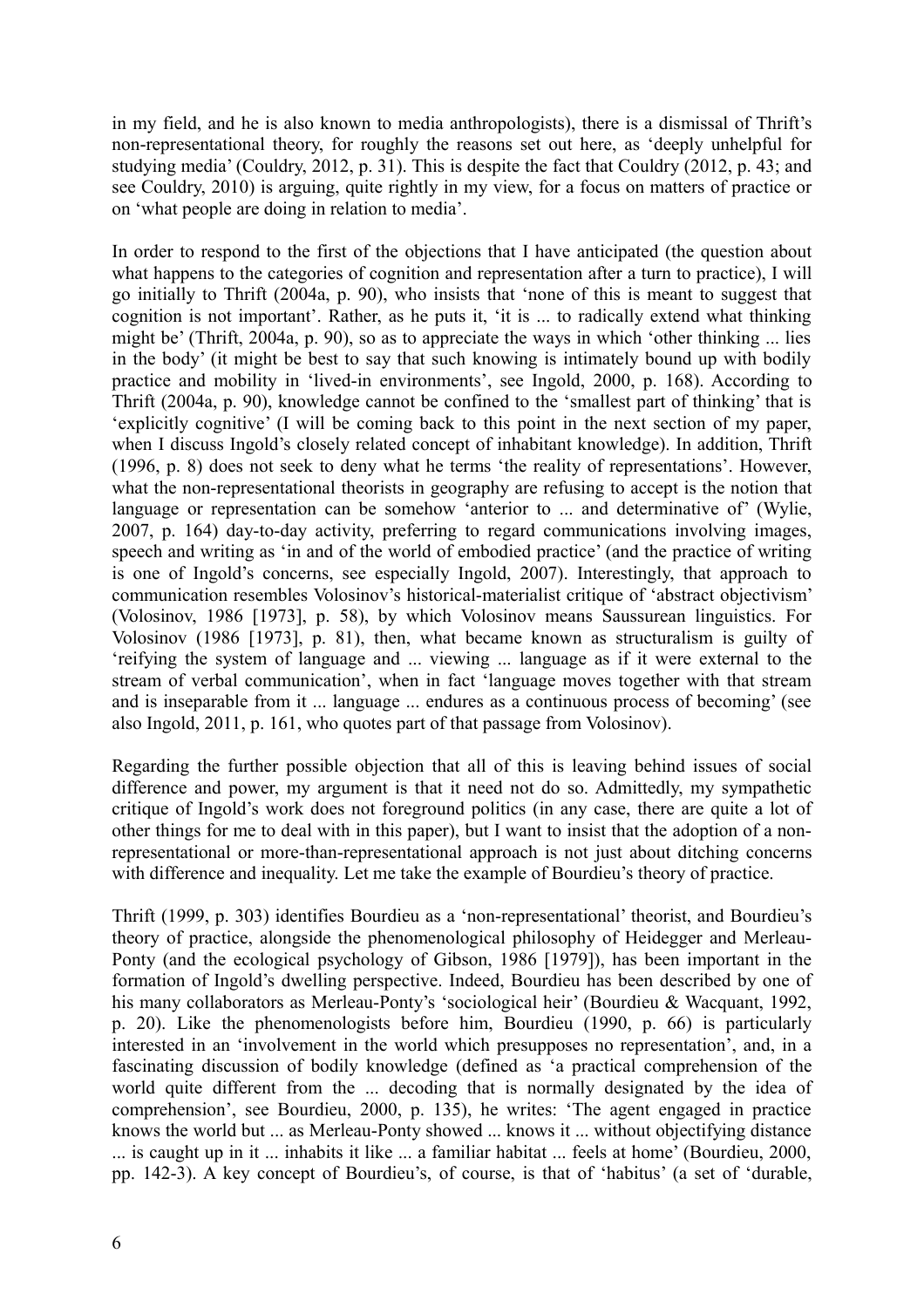in my field, and he is also known to media anthropologists), there is a dismissal of Thrift's non-representational theory, for roughly the reasons set out here, as 'deeply unhelpful for studying media' (Couldry, 2012, p. 31). This is despite the fact that Couldry (2012, p. 43; and see Couldry, 2010) is arguing, quite rightly in my view, for a focus on matters of practice or on 'what people are doing in relation to media'.

In order to respond to the first of the objections that I have anticipated (the question about what happens to the categories of cognition and representation after a turn to practice), I will go initially to Thrift (2004a, p. 90), who insists that 'none of this is meant to suggest that cognition is not important'. Rather, as he puts it, 'it is ... to radically extend what thinking might be' (Thrift, 2004a, p. 90), so as to appreciate the ways in which 'other thinking ... lies in the body' (it might be best to say that such knowing is intimately bound up with bodily practice and mobility in 'lived-in environments', see Ingold, 2000, p. 168). According to Thrift (2004a, p. 90), knowledge cannot be confined to the 'smallest part of thinking' that is 'explicitly cognitive' (I will be coming back to this point in the next section of my paper, when I discuss Ingold's closely related concept of inhabitant knowledge). In addition, Thrift (1996, p. 8) does not seek to deny what he terms 'the reality of representations'. However, what the non-representational theorists in geography are refusing to accept is the notion that language or representation can be somehow 'anterior to ... and determinative of' (Wylie, 2007, p. 164) day-to-day activity, preferring to regard communications involving images, speech and writing as 'in and of the world of embodied practice' (and the practice of writing is one of Ingold's concerns, see especially Ingold, 2007). Interestingly, that approach to communication resembles Volosinov's historical-materialist critique of 'abstract objectivism' (Volosinov, 1986 [1973], p. 58), by which Volosinov means Saussurean linguistics. For Volosinov (1986 [1973], p. 81), then, what became known as structuralism is guilty of 'reifying the system of language and ... viewing ... language as if it were external to the stream of verbal communication', when in fact 'language moves together with that stream and is inseparable from it ... language ... endures as a continuous process of becoming' (see also Ingold, 2011, p. 161, who quotes part of that passage from Volosinov).

Regarding the further possible objection that all of this is leaving behind issues of social difference and power, my argument is that it need not do so. Admittedly, my sympathetic critique of Ingold's work does not foreground politics (in any case, there are quite a lot of other things for me to deal with in this paper), but I want to insist that the adoption of a non-representational or more-than-representational approach is not just about ditching concerns with difference and inequality. Let me take the example of Bourdieu's theory of practice.

Thrift (1999, p. 303) identifies Bourdieu as a 'non-representational' theorist, and Bourdieu's theory of practice, alongside the phenomenological philosophy of Heidegger and Merleau-Ponty (and the ecological psychology of Gibson, 1986 [1979]), has been important in the formation of Ingold's dwelling perspective. Indeed, Bourdieu has been described by one of his many collaborators as Merleau-Ponty's 'sociological heir' (Bourdieu & Wacquant, 1992, p. 20). Like the phenomenologists before him, Bourdieu (1990, p. 66) is particularly interested in an 'involvement in the world which presupposes no representation', and, in a fascinating discussion of bodily knowledge (defined as 'a practical comprehension of the world quite different from the ... decoding that is normally designated by the idea of comprehension', see Bourdieu, 2000, p. 135), he writes: 'The agent engaged in practice knows the world but ... as Merleau-Ponty showed ... knows it ... without objectifying distance ... is caught up in it ... inhabits it like ... a familiar habitat ... feels at home' (Bourdieu, 2000, pp. 142-3). A key concept of Bourdieu's, of course, is that of 'habitus' (a set of 'durable,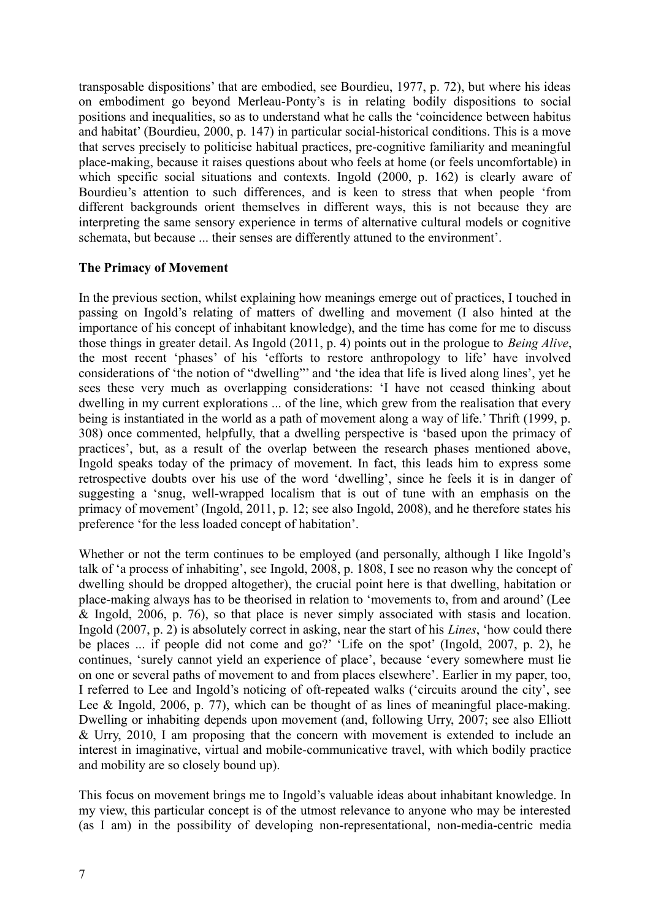transposable dispositions' that are embodied, see Bourdieu, 1977, p. 72), but where his ideas on embodiment go beyond Merleau-Ponty's is in relating bodily dispositions to social positions and inequalities, so as to understand what he calls the 'coincidence between habitus and habitat' (Bourdieu, 2000, p. 147) in particular social-historical conditions. This is a move that serves precisely to politicise habitual practices, pre-cognitive familiarity and meaningful place-making, because it raises questions about who feels at home (or feels uncomfortable) in which specific social situations and contexts. Ingold (2000, p. 162) is clearly aware of Bourdieu's attention to such differences, and is keen to stress that when people 'from different backgrounds orient themselves in different ways, this is not because they are interpreting the same sensory experience in terms of alternative cultural models or cognitive schemata, but because ... their senses are differently attuned to the environment'.

**The Primacy of Movement**

In the previous section, whilst explaining how meanings emerge out of practices, I touched in passing on Ingold's relating of matters of dwelling and movement (I also hinted at the importance of his concept of inhabitant knowledge), and the time has come for me to discuss those things in greater detail. As Ingold (2011, p. 4) points out in the prologue to *Being Alive*, the most recent 'phases' of his 'efforts to restore anthropology to life' have involved considerations of 'the notion of "dwelling"' and 'the idea that life is lived along lines', yet he sees these very much as overlapping considerations: 'I have not ceased thinking about dwelling in my current explorations ... of the line, which grew from the realisation that every being is instantiated in the world as a path of movement along a way of life.' Thrift (1999, p. 308) once commented, helpfully, that a dwelling perspective is 'based upon the primacy of practices', but, as a result of the overlap between the research phases mentioned above, Ingold speaks today of the primacy of movement. In fact, this leads him to express some retrospective doubts over his use of the word 'dwelling', since he feels it is in danger of suggesting a 'snug, well-wrapped localism that is out of tune with an emphasis on the primacy of movement' (Ingold, 2011, p. 12; see also Ingold, 2008), and he therefore states his preference 'for the less loaded concept of habitation'.

Whether or not the term continues to be employed (and personally, although I like Ingold's talk of 'a process of inhabiting', see Ingold, 2008, p. 1808, I see no reason why the concept of dwelling should be dropped altogether), the crucial point here is that dwelling, habitation or place-making always has to be theorised in relation to 'movements to, from and around' (Lee & Ingold, 2006, p. 76), so that place is never simply associated with stasis and location. Ingold (2007, p. 2) is absolutely correct in asking, near the start of his *Lines*, 'how could there be places ... if people did not come and go?' 'Life on the spot' (Ingold, 2007, p. 2), he continues, 'surely cannot yield an experience of place', because 'every somewhere must lie on one or several paths of movement to and from places elsewhere'. Earlier in my paper, too, I referred to Lee and Ingold's noticing of oft-repeated walks ('circuits around the city', see Lee & Ingold, 2006, p. 77), which can be thought of as lines of meaningful place-making. Dwelling or inhabiting depends upon movement (and, following Urry, 2007; see also Elliott & Urry, 2010, I am proposing that the concern with movement is extended to include an interest in imaginative, virtual and mobile-communicative travel, with which bodily practice and mobility are so closely bound up).

This focus on movement brings me to Ingold's valuable ideas about inhabitant knowledge. In my view, this particular concept is of the utmost relevance to anyone who may be interested (as I am) in the possibility of developing non-representational, non-media-centric media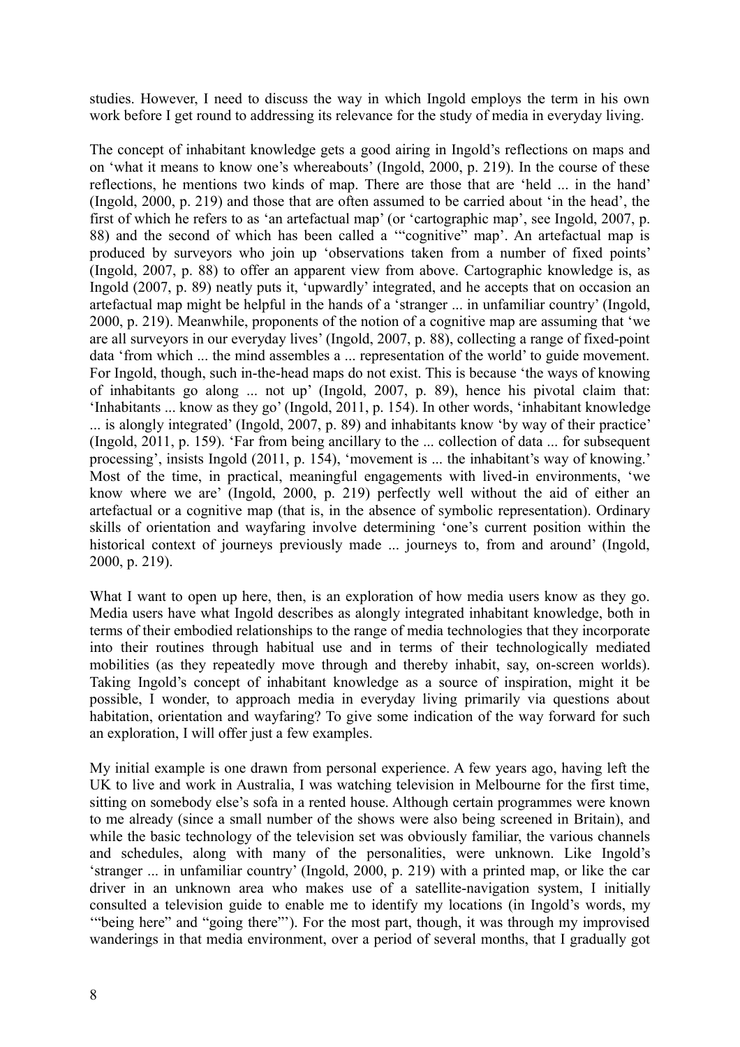studies. However, I need to discuss the way in which Ingold employs the term in his own work before I get round to addressing its relevance for the study of media in everyday living.

The concept of inhabitant knowledge gets a good airing in Ingold's reflections on maps and on 'what it means to know one's whereabouts' (Ingold, 2000, p. 219). In the course of these reflections, he mentions two kinds of map. There are those that are 'held ... in the hand' (Ingold, 2000, p. 219) and those that are often assumed to be carried about 'in the head', the first of which he refers to as 'an artefactual map' (or 'cartographic map', see Ingold, 2007, p. 88) and the second of which has been called a '"cognitive" map'. An artefactual map is produced by surveyors who join up 'observations taken from a number of fixed points' (Ingold, 2007, p. 88) to offer an apparent view from above. Cartographic knowledge is, as Ingold (2007, p. 89) neatly puts it, 'upwardly' integrated, and he accepts that on occasion an artefactual map might be helpful in the hands of a 'stranger ... in unfamiliar country' (Ingold, 2000, p. 219). Meanwhile, proponents of the notion of a cognitive map are assuming that 'we are all surveyors in our everyday lives' (Ingold, 2007, p. 88), collecting a range of fixed-point data 'from which ... the mind assembles a ... representation of the world' to guide movement. For Ingold, though, such in-the-head maps do not exist. This is because 'the ways of knowing of inhabitants go along ... not up' (Ingold, 2007, p. 89), hence his pivotal claim that: 'Inhabitants ... know as they go' (Ingold, 2011, p. 154). In other words, 'inhabitant knowledge ... is alongly integrated' (Ingold, 2007, p. 89) and inhabitants know 'by way of their practice' (Ingold, 2011, p. 159). 'Far from being ancillary to the ... collection of data ... for subsequent processing', insists Ingold (2011, p. 154), 'movement is ... the inhabitant's way of knowing.' Most of the time, in practical, meaningful engagements with lived-in environments, 'we know where we are' (Ingold, 2000, p. 219) perfectly well without the aid of either an artefactual or a cognitive map (that is, in the absence of symbolic representation). Ordinary skills of orientation and wayfaring involve determining 'one's current position within the historical context of journeys previously made ... journeys to, from and around' (Ingold, 2000, p. 219).

What I want to open up here, then, is an exploration of how media users know as they go. Media users have what Ingold describes as alongly integrated inhabitant knowledge, both in terms of their embodied relationships to the range of media technologies that they incorporate into their routines through habitual use and in terms of their technologically mediated mobilities (as they repeatedly move through and thereby inhabit, say, on-screen worlds). Taking Ingold's concept of inhabitant knowledge as a source of inspiration, might it be possible, I wonder, to approach media in everyday living primarily via questions about habitation, orientation and wayfaring? To give some indication of the way forward for such an exploration, I will offer just a few examples.

My initial example is one drawn from personal experience. A few years ago, having left the UK to live and work in Australia, I was watching television in Melbourne for the first time, sitting on somebody else's sofa in a rented house. Although certain programmes were known to me already (since a small number of the shows were also being screened in Britain), and while the basic technology of the television set was obviously familiar, the various channels and schedules, along with many of the personalities, were unknown. Like Ingold's 'stranger ... in unfamiliar country' (Ingold, 2000, p. 219) with a printed map, or like the car driver in an unknown area who makes use of a satellite-navigation system, I initially consulted a television guide to enable me to identify my locations (in Ingold's words, my '"being here" and "going there"'). For the most part, though, it was through my improvised wanderings in that media environment, over a period of several months, that I gradually got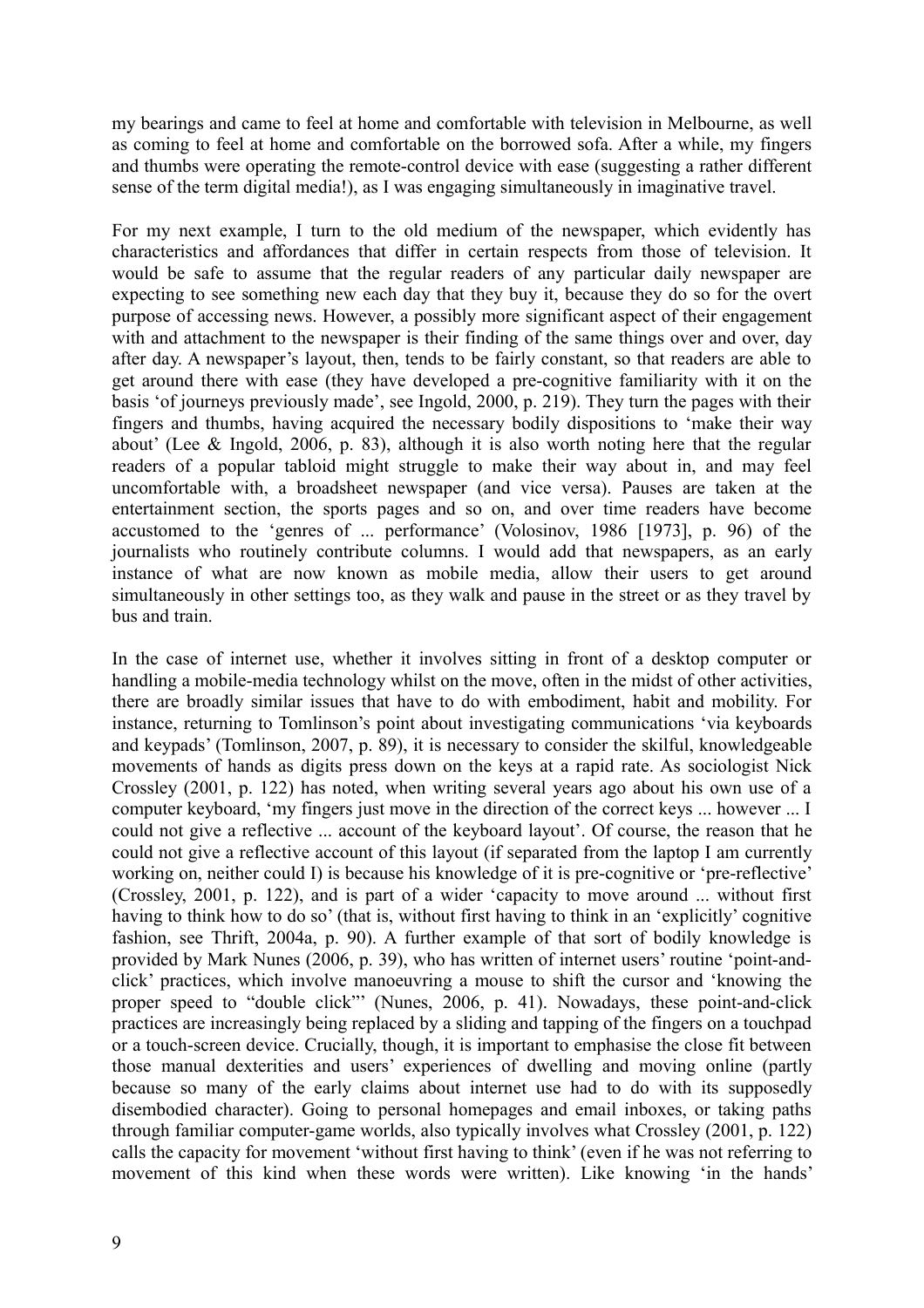my bearings and came to feel at home and comfortable with television in Melbourne, as well as coming to feel at home and comfortable on the borrowed sofa. After a while, my fingers and thumbs were operating the remote-control device with ease (suggesting a rather different sense of the term digital media!), as I was engaging simultaneously in imaginative travel.

For my next example, I turn to the old medium of the newspaper, which evidently has characteristics and affordances that differ in certain respects from those of television. It would be safe to assume that the regular readers of any particular daily newspaper are expecting to see something new each day that they buy it, because they do so for the overt purpose of accessing news. However, a possibly more significant aspect of their engagement with and attachment to the newspaper is their finding of the same things over and over, day after day. A newspaper's layout, then, tends to be fairly constant, so that readers are able to get around there with ease (they have developed a pre-cognitive familiarity with it on the basis 'of journeys previously made', see Ingold, 2000, p. 219). They turn the pages with their fingers and thumbs, having acquired the necessary bodily dispositions to 'make their way about' (Lee & Ingold, 2006, p. 83), although it is also worth noting here that the regular readers of a popular tabloid might struggle to make their way about in, and may feel uncomfortable with, a broadsheet newspaper (and vice versa). Pauses are taken at the entertainment section, the sports pages and so on, and over time readers have become accustomed to the 'genres of ... performance' (Volosinov, 1986 [1973], p. 96) of the journalists who routinely contribute columns. I would add that newspapers, as an early instance of what are now known as mobile media, allow their users to get around simultaneously in other settings too, as they walk and pause in the street or as they travel by bus and train.

In the case of internet use, whether it involves sitting in front of a desktop computer or handling a mobile-media technology whilst on the move, often in the midst of other activities, there are broadly similar issues that have to do with embodiment, habit and mobility. For instance, returning to Tomlinson's point about investigating communications 'via keyboards and keypads' (Tomlinson, 2007, p. 89), it is necessary to consider the skilful, knowledgeable movements of hands as digits press down on the keys at a rapid rate. As sociologist Nick Crossley (2001, p. 122) has noted, when writing several years ago about his own use of a computer keyboard, 'my fingers just move in the direction of the correct keys ... however ... I could not give a reflective ... account of the keyboard layout'. Of course, the reason that he could not give a reflective account of this layout (if separated from the laptop I am currently working on, neither could I) is because his knowledge of it is pre-cognitive or 'pre-reflective' (Crossley, 2001, p. 122), and is part of a wider 'capacity to move around ... without first having to think how to do so' (that is, without first having to think in an 'explicitly' cognitive fashion, see Thrift, 2004a, p. 90). A further example of that sort of bodily knowledge is provided by Mark Nunes (2006, p. 39), who has written of internet users' routine 'point-and-click' practices, which involve manoeuvring a mouse to shift the cursor and 'knowing the proper speed to "double click"' (Nunes, 2006, p. 41). Nowadays, these point-and-click practices are increasingly being replaced by a sliding and tapping of the fingers on a touchpad or a touch-screen device. Crucially, though, it is important to emphasise the close fit between those manual dexterities and users' experiences of dwelling and moving online (partly because so many of the early claims about internet use had to do with its supposedly disembodied character). Going to personal homepages and email inboxes, or taking paths through familiar computer-game worlds, also typically involves what Crossley (2001, p. 122) calls the capacity for movement 'without first having to think' (even if he was not referring to movement of this kind when these words were written). Like knowing 'in the hands'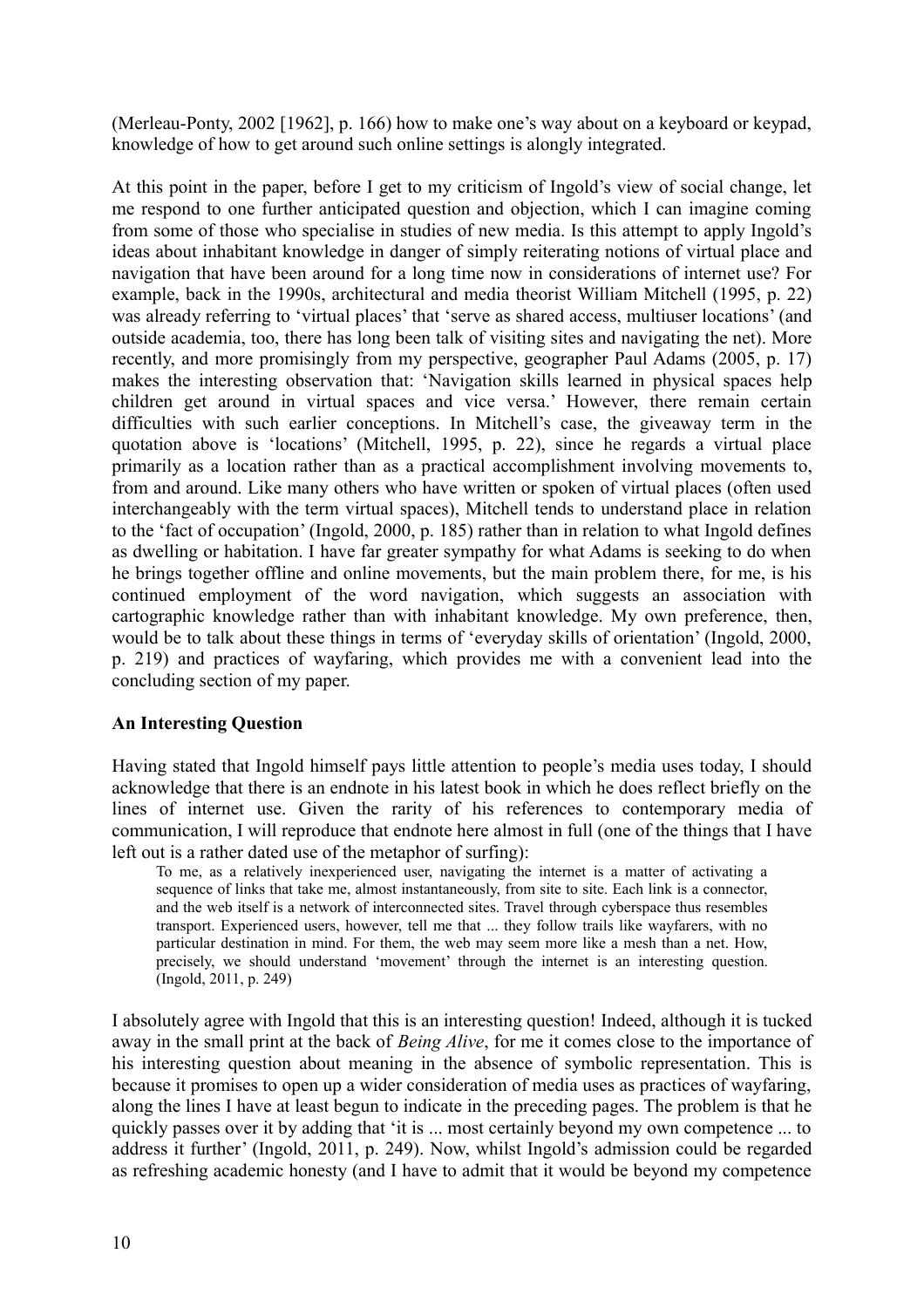(Merleau-Ponty, 2002 [1962], p. 166) how to make one's way about on a keyboard or keypad, knowledge of how to get around such online settings is alongly integrated.

At this point in the paper, before I get to my criticism of Ingold's view of social change, let me respond to one further anticipated question and objection, which I can imagine coming from some of those who specialise in studies of new media. Is this attempt to apply Ingold's ideas about inhabitant knowledge in danger of simply reiterating notions of virtual place and navigation that have been around for a long time now in considerations of internet use? For example, back in the 1990s, architectural and media theorist William Mitchell (1995, p. 22) was already referring to 'virtual places' that 'serve as shared access, multiuser locations' (and outside academia, too, there has long been talk of visiting sites and navigating the net). More recently, and more promisingly from my perspective, geographer Paul Adams (2005, p. 17) makes the interesting observation that: 'Navigation skills learned in physical spaces help children get around in virtual spaces and vice versa.' However, there remain certain difficulties with such earlier conceptions. In Mitchell's case, the giveaway term in the quotation above is 'locations' (Mitchell, 1995, p. 22), since he regards a virtual place primarily as a location rather than as a practical accomplishment involving movements to, from and around. Like many others who have written or spoken of virtual places (often used interchangeably with the term virtual spaces), Mitchell tends to understand place in relation to the 'fact of occupation' (Ingold, 2000, p. 185) rather than in relation to what Ingold defines as dwelling or habitation. I have far greater sympathy for what Adams is seeking to do when he brings together offline and online movements, but the main problem there, for me, is his continued employment of the word navigation, which suggests an association with cartographic knowledge rather than with inhabitant knowledge. My own preference, then, would be to talk about these things in terms of 'everyday skills of orientation' (Ingold, 2000, p. 219) and practices of wayfaring, which provides me with a convenient lead into the concluding section of my paper.

## An Interesting Question

Having stated that Ingold himself pays little attention to people's media uses today, I should acknowledge that there is an endnote in his latest book in which he does reflect briefly on the lines of internet use. Given the rarity of his references to contemporary media of communication, I will reproduce that endnote here almost in full (one of the things that I have left out is a rather dated use of the metaphor of surfing):

> To me, as a relatively inexperienced user, navigating the internet is a matter of activating a sequence of links that take me, almost instantaneously, from site to site. Each link is a connector, and the web itself is a network of interconnected sites. Travel through cyberspace thus resembles transport. Experienced users, however, tell me that ... they follow trails like wayfarers, with no particular destination in mind. For them, the web may seem more like a mesh than a net. How, precisely, we should understand 'movement' through the internet is an interesting question. (Ingold, 2011, p. 249)

I absolutely agree with Ingold that this is an interesting question! Indeed, although it is tucked away in the small print at the back of *Being Alive*, for me it comes close to the importance of his interesting question about meaning in the absence of symbolic representation. This is because it promises to open up a wider consideration of media uses as practices of wayfaring, along the lines I have at least begun to indicate in the preceding pages. The problem is that he quickly passes over it by adding that 'it is ... most certainly beyond my own competence ... to address it further' (Ingold, 2011, p. 249). Now, whilst Ingold's admission could be regarded as refreshing academic honesty (and I have to admit that it would be beyond my competence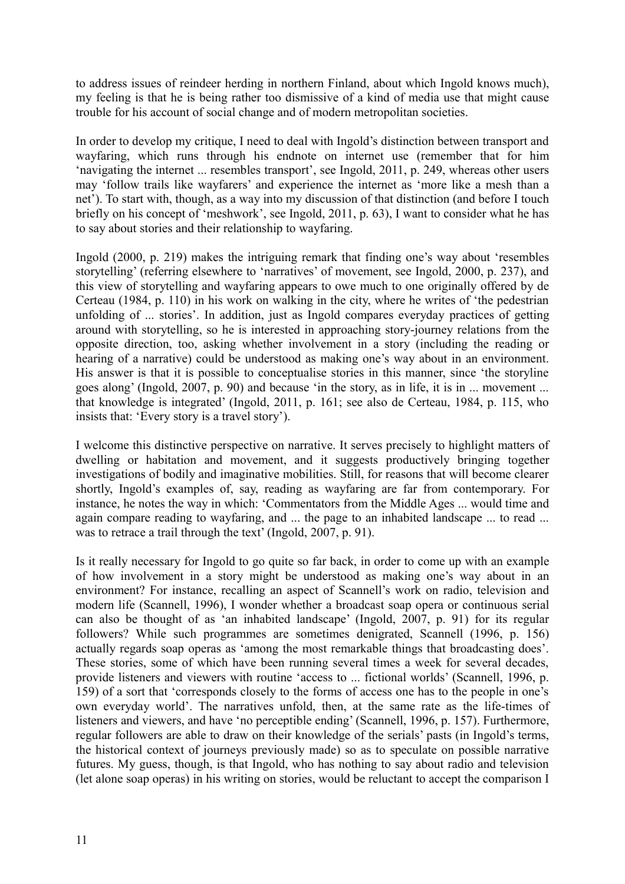to address issues of reindeer herding in northern Finland, about which Ingold knows much), my feeling is that he is being rather too dismissive of a kind of media use that might cause trouble for his account of social change and of modern metropolitan societies.

In order to develop my critique, I need to deal with Ingold's distinction between transport and wayfaring, which runs through his endnote on internet use (remember that for him 'navigating the internet ... resembles transport', see Ingold, 2011, p. 249, whereas other users may 'follow trails like wayfarers' and experience the internet as 'more like a mesh than a net'). To start with, though, as a way into my discussion of that distinction (and before I touch briefly on his concept of 'meshwork', see Ingold, 2011, p. 63), I want to consider what he has to say about stories and their relationship to wayfaring.

Ingold (2000, p. 219) makes the intriguing remark that finding one's way about 'resembles storytelling' (referring elsewhere to 'narratives' of movement, see Ingold, 2000, p. 237), and this view of storytelling and wayfaring appears to owe much to one originally offered by de Certeau (1984, p. 110) in his work on walking in the city, where he writes of 'the pedestrian unfolding of ... stories'. In addition, just as Ingold compares everyday practices of getting around with storytelling, so he is interested in approaching story-journey relations from the opposite direction, too, asking whether involvement in a story (including the reading or hearing of a narrative) could be understood as making one's way about in an environment. His answer is that it is possible to conceptualise stories in this manner, since 'the storyline goes along' (Ingold, 2007, p. 90) and because 'in the story, as in life, it is in ... movement ... that knowledge is integrated' (Ingold, 2011, p. 161; see also de Certeau, 1984, p. 115, who insists that: 'Every story is a travel story').

I welcome this distinctive perspective on narrative. It serves precisely to highlight matters of dwelling or habitation and movement, and it suggests productively bringing together investigations of bodily and imaginative mobilities. Still, for reasons that will become clearer shortly, Ingold's examples of, say, reading as wayfaring are far from contemporary. For instance, he notes the way in which: 'Commentators from the Middle Ages ... would time and again compare reading to wayfaring, and ... the page to an inhabited landscape ... to read ... was to retrace a trail through the text' (Ingold, 2007, p. 91).

Is it really necessary for Ingold to go quite so far back, in order to come up with an example of how involvement in a story might be understood as making one's way about in an environment? For instance, recalling an aspect of Scannell's work on radio, television and modern life (Scannell, 1996), I wonder whether a broadcast soap opera or continuous serial can also be thought of as 'an inhabited landscape' (Ingold, 2007, p. 91) for its regular followers? While such programmes are sometimes denigrated, Scannell (1996, p. 156) actually regards soap operas as 'among the most remarkable things that broadcasting does'. These stories, some of which have been running several times a week for several decades, provide listeners and viewers with routine 'access to ... fictional worlds' (Scannell, 1996, p. 159) of a sort that 'corresponds closely to the forms of access one has to the people in one's own everyday world'. The narratives unfold, then, at the same rate as the life-times of listeners and viewers, and have 'no perceptible ending' (Scannell, 1996, p. 157). Furthermore, regular followers are able to draw on their knowledge of the serials' pasts (in Ingold's terms, the historical context of journeys previously made) so as to speculate on possible narrative futures. My guess, though, is that Ingold, who has nothing to say about radio and television (let alone soap operas) in his writing on stories, would be reluctant to accept the comparison I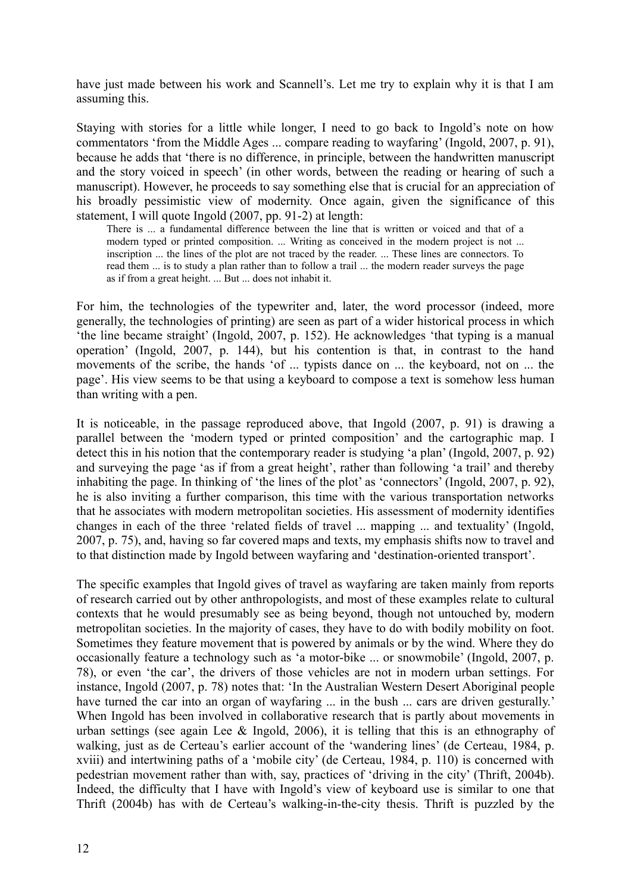have just made between his work and Scannell's. Let me try to explain why it is that I am assuming this.

Staying with stories for a little while longer, I need to go back to Ingold's note on how commentators 'from the Middle Ages ... compare reading to wayfaring' (Ingold, 2007, p. 91), because he adds that 'there is no difference, in principle, between the handwritten manuscript and the story voiced in speech' (in other words, between the reading or hearing of such a manuscript). However, he proceeds to say something else that is crucial for an appreciation of his broadly pessimistic view of modernity. Once again, given the significance of this statement, I will quote Ingold (2007, pp. 91-2) at length:

> There is ... a fundamental difference between the line that is written or voiced and that of a modern typed or printed composition. ... Writing as conceived in the modern project is not ... inscription ... the lines of the plot are not traced by the reader. ... These lines are connectors. To read them ... is to study a plan rather than to follow a trail ... the modern reader surveys the page as if from a great height. ... But ... does not inhabit it.

For him, the technologies of the typewriter and, later, the word processor (indeed, more generally, the technologies of printing) are seen as part of a wider historical process in which 'the line became straight' (Ingold, 2007, p. 152). He acknowledges 'that typing is a manual operation' (Ingold, 2007, p. 144), but his contention is that, in contrast to the hand movements of the scribe, the hands 'of ... typists dance on ... the keyboard, not on ... the page'. His view seems to be that using a keyboard to compose a text is somehow less human than writing with a pen.

It is noticeable, in the passage reproduced above, that Ingold (2007, p. 91) is drawing a parallel between the 'modern typed or printed composition' and the cartographic map. I detect this in his notion that the contemporary reader is studying 'a plan' (Ingold, 2007, p. 92) and surveying the page 'as if from a great height', rather than following 'a trail' and thereby inhabiting the page. In thinking of 'the lines of the plot' as 'connectors' (Ingold, 2007, p. 92), he is also inviting a further comparison, this time with the various transportation networks that he associates with modern metropolitan societies. His assessment of modernity identifies changes in each of the three 'related fields of travel ... mapping ... and textuality' (Ingold, 2007, p. 75), and, having so far covered maps and texts, my emphasis shifts now to travel and to that distinction made by Ingold between wayfaring and 'destination-orientated transport'.

The specific examples that Ingold gives of travel as wayfaring are taken mainly from reports of research carried out by other anthropologists, and most of these examples relate to cultural contexts that he would presumably see as being beyond, though not untouched by, modern metropolitan societies. In the majority of cases, they have to do with bodily mobility on foot. Sometimes they feature movement that is powered by animals or by the wind. Where they do occasionally feature a technology such as 'a motor-bike ... or snowmobile' (Ingold, 2007, p. 78), or even 'the car', the drivers of those vehicles are not in modern urban settings. For instance, Ingold (2007, p. 78) notes that: 'In the Australian Western Desert Aboriginal people have turned the car into an organ of wayfaring ... in the bush ... cars are driven gesturally.' When Ingold has been involved in collaborative research that is partly about movements in urban settings (see again Lee & Ingold, 2006), it is telling that this is an ethnography of walking, just as de Certeau's earlier account of the 'wandering lines' (de Certeau, 1984, p. xviii) and intertwining paths of a 'mobile city' (de Certeau, 1984, p. 110) is concerned with pedestrian movement rather than with, say, practices of 'driving in the city' (Thrift, 2004b). Indeed, the difficulty that I have with Ingold's view of keyboard use is similar to one that Thrift (2004b) has with de Certeau's walking-in-the-city thesis. Thrift is puzzled by the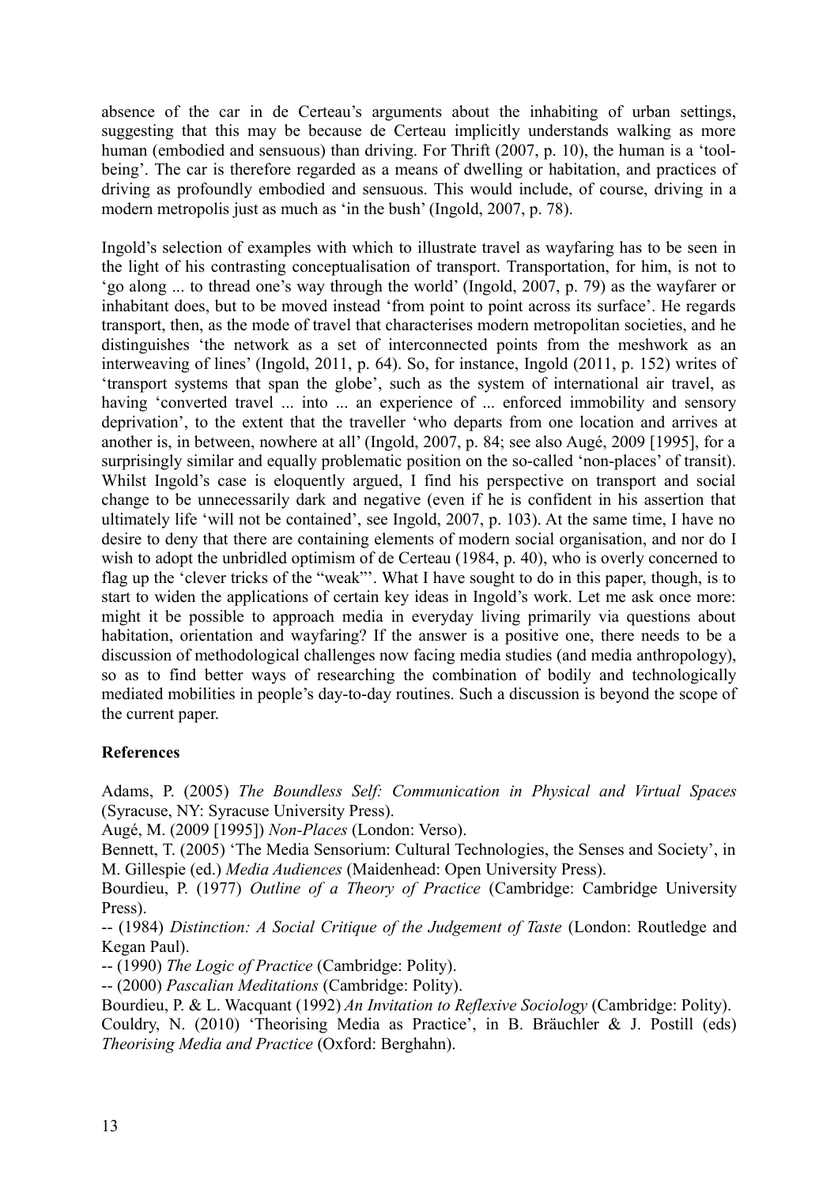absence of the car in de Certeau's arguments about the inhabiting of urban settings, suggesting that this may be because de Certeau implicitly understands walking as more human (embodied and sensuous) than driving. For Thrift (2007, p. 10), the human is a 'tool-being'. The car is therefore regarded as a means of dwelling or habitation, and practices of driving as profoundly embodied and sensuous. This would include, of course, driving in a modern metropolis just as much as 'in the bush' (Ingold, 2007, p. 78).

Ingold's selection of examples with which to illustrate travel as wayfaring has to be seen in the light of his contrasting conceptualisation of transport. Transportation, for him, is not to 'go along ... to thread one's way through the world' (Ingold, 2007, p. 79) as the wayfarer or inhabitant does, but to be moved instead 'from point to point across its surface'. He regards transport, then, as the mode of travel that characterises modern metropolitan societies, and he distinguishes 'the network as a set of interconnected points from the meshwork as an interweaving of lines' (Ingold, 2011, p. 64). So, for instance, Ingold (2011, p. 152) writes of 'transport systems that span the globe', such as the system of international air travel, as having 'converted travel ... into ... an experience of ... enforced immobility and sensory deprivation', to the extent that the traveller 'who departs from one location and arrives at another is, in between, nowhere at all' (Ingold, 2007, p. 84; see also Augé, 2009 [1995], for a surprisingly similar and equally problematic position on the so-called 'non-places' of transit). Whilst Ingold's case is eloquently argued, I find his perspective on transport and social change to be unnecessarily dark and negative (even if he is confident in his assertion that ultimately life 'will not be contained', see Ingold, 2007, p. 103). At the same time, I have no desire to deny that there are containing elements of modern social organisation, and nor do I wish to adopt the unbridled optimism of de Certeau (1984, p. 40), who is overly concerned to flag up the 'clever tricks of the "weak"'. What I have sought to do in this paper, though, is to start to widen the applications of certain key ideas in Ingold's work. Let me ask once more: might it be possible to approach media in everyday living primarily via questions about habitation, orientation and wayfaring? If the answer is a positive one, there needs to be a discussion of methodological challenges now facing media studies (and media anthropology), so as to find better ways of researching the combination of bodily and technologically mediated mobilities in people's day-to-day routines. Such a discussion is beyond the scope of the current paper.

## References

Adams, P. (2005) *The Boundless Self: Communication in Physical and Virtual Spaces* (Syracuse, NY: Syracuse University Press).

Augé, M. (2009 [1995]) *Non-Places* (London: Verso).

Bennett, T. (2005) 'The Media Sensorium: Cultural Technologies, the Senses and Society', in M. Gillespie (ed.) *Media Audiences* (Maidenhead: Open University Press).

Bourdieu, P. (1977) *Outline of a Theory of Practice* (Cambridge: Cambridge University Press).

-- (1984) *Distinction: A Social Critique of the Judgement of Taste* (London: Routledge and Kegan Paul).

-- (1990) *The Logic of Practice* (Cambridge: Polity).

-- (2000) *Pascalian Meditations* (Cambridge: Polity).

Bourdieu, P. & L. Wacquant (1992) *An Invitation to Reflexive Sociology* (Cambridge: Polity).

Couldry, N. (2010) 'Theorising Media as Practice', in B. Bräuchler & J. Postill (eds) *Theorising Media and Practice* (Oxford: Berghahn).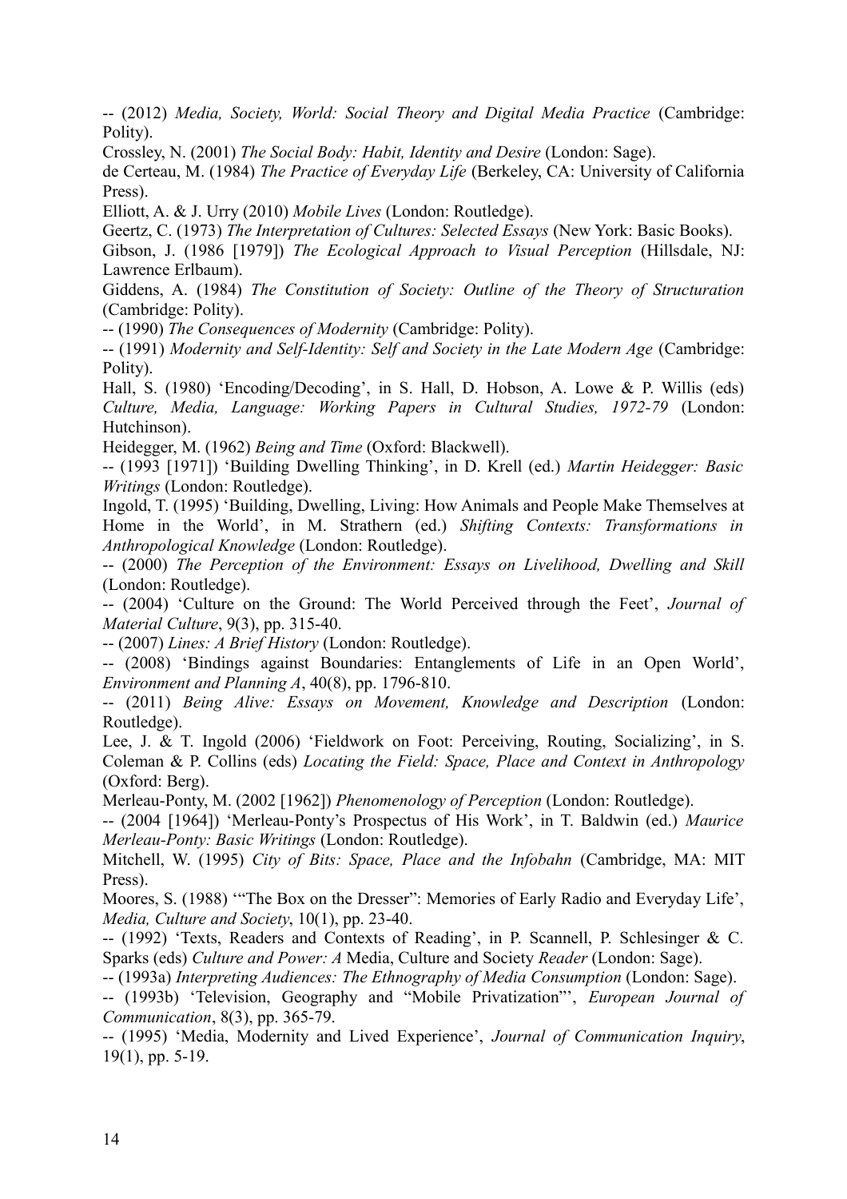-- (2012) *Media, Society, World: Social Theory and Digital Media Practice* (Cambridge: Polity).

Crossley, N. (2001) *The Social Body: Habit, Identity and Desire* (London: Sage).

de Certeau, M. (1984) *The Practice of Everyday Life* (Berkeley, CA: University of California Press).

Elliott, A. & J. Urry (2010) *Mobile Lives* (London: Routledge).

Geertz, C. (1973) *The Interpretation of Cultures: Selected Essays* (New York: Basic Books).

Gibson, J. (1986 [1979]) *The Ecological Approach to Visual Perception* (Hillsdale, NJ: Lawrence Erlbaum).

Giddens, A. (1984) *The Constitution of Society: Outline of the Theory of Structuration* (Cambridge: Polity).

-- (1990) *The Consequences of Modernity* (Cambridge: Polity).

-- (1991) *Modernity and Self-Identity: Self and Society in the Late Modern Age* (Cambridge: Polity).

Hall, S. (1980) 'Encoding/Decoding', in S. Hall, D. Hobson, A. Lowe & P. Willis (eds) *Culture, Media, Language: Working Papers in Cultural Studies, 1972-79* (London: Hutchinson).

Heidegger, M. (1962) *Being and Time* (Oxford: Blackwell).

-- (1993 [1971]) 'Building Dwelling Thinking', in D. Krell (ed.) *Martin Heidegger: Basic Writings* (London: Routledge).

Ingold, T. (1995) 'Building, Dwelling, Living: How Animals and People Make Themselves at Home in the World', in M. Strathern (ed.) *Shifting Contexts: Transformations in Anthropological Knowledge* (London: Routledge).

-- (2000) *The Perception of the Environment: Essays on Livelihood, Dwelling and Skill* (London: Routledge).

-- (2004) 'Culture on the Ground: The World Perceived through the Feet', *Journal of Material Culture*, 9(3), pp. 315-40.

-- (2007) *Lines: A Brief History* (London: Routledge).

-- (2008) 'Bindings against Boundaries: Entanglements of Life in an Open World', *Environment and Planning A*, 40(8), pp. 1796-810.

-- (2011) *Being Alive: Essays on Movement, Knowledge and Description* (London: Routledge).

Lee, J. & T. Ingold (2006) 'Fieldwork on Foot: Perceiving, Routing, Socializing', in S. Coleman & P. Collins (eds) *Locating the Field: Space, Place and Context in Anthropology* (Oxford: Berg).

Merleau-Ponty, M. (2002 [1962]) *Phenomenology of Perception* (London: Routledge).

-- (2004 [1964]) 'Merleau-Ponty's Prospectus of His Work', in T. Baldwin (ed.) *Maurice Merleau-Ponty: Basic Writings* (London: Routledge).

Mitchell, W. (1995) *City of Bits: Space, Place and the Infobahn* (Cambridge, MA: MIT Press).

Moores, S. (1988) '"The Box on the Dresser": Memories of Early Radio and Everyday Life', *Media, Culture and Society*, 10(1), pp. 23-40.

-- (1992) 'Texts, Readers and Contexts of Reading', in P. Scannell, P. Schlesinger & C. Sparks (eds) *Culture and Power: A* Media, Culture and Society *Reader* (London: Sage).

-- (1993a) *Interpreting Audiences: The Ethnography of Media Consumption* (London: Sage).

-- (1993b) 'Television, Geography and "Mobile Privatization"', *European Journal of Communication*, 8(3), pp. 365-79.

-- (1995) 'Media, Modernity and Lived Experience', *Journal of Communication Inquiry*, 19(1), pp. 5-19.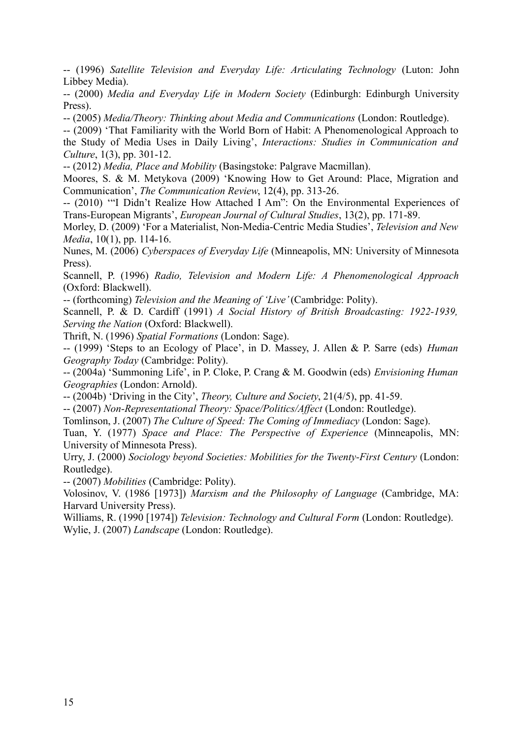-- (1996) *Satellite Television and Everyday Life: Articulating Technology* (Luton: John Libbey Media).

-- (2000) *Media and Everyday Life in Modern Society* (Edinburgh: Edinburgh University Press).

-- (2005) *Media/Theory: Thinking about Media and Communications* (London: Routledge).

-- (2009) 'That Familiarity with the World Born of Habit: A Phenomenological Approach to the Study of Media Uses in Daily Living', *Interactions: Studies in Communication and Culture*, 1(3), pp. 301-12.

-- (2012) *Media, Place and Mobility* (Basingstoke: Palgrave Macmillan).

Moores, S. & M. Metykova (2009) 'Knowing How to Get Around: Place, Migration and Communication', *The Communication Review*, 12(4), pp. 313-26.

-- (2010) '"I Didn't Realize How Attached I Am": On the Environmental Experiences of Trans-European Migrants', *European Journal of Cultural Studies*, 13(2), pp. 171-89.

Morley, D. (2009) 'For a Materialist, Non-Media-Centric Media Studies', *Television and New Media*, 10(1), pp. 114-16.

Nunes, M. (2006) *Cyberspaces of Everyday Life* (Minneapolis, MN: University of Minnesota Press).

Scannell, P. (1996) *Radio, Television and Modern Life: A Phenomenological Approach* (Oxford: Blackwell).

-- (forthcoming) *Television and the Meaning of 'Live'* (Cambridge: Polity).

Scannell, P. & D. Cardiff (1991) *A Social History of British Broadcasting: 1922-1939, Serving the Nation* (Oxford: Blackwell).

Thrift, N. (1996) *Spatial Formations* (London: Sage).

-- (1999) 'Steps to an Ecology of Place', in D. Massey, J. Allen & P. Sarre (eds) *Human Geography Today* (Cambridge: Polity).

-- (2004a) 'Summoning Life', in P. Cloke, P. Crang & M. Goodwin (eds) *Envisioning Human Geographies* (London: Arnold).

-- (2004b) 'Driving in the City', *Theory, Culture and Society*, 21(4/5), pp. 41-59.

-- (2007) *Non-Representational Theory: Space/Politics/Affect* (London: Routledge).

Tomlinson, J. (2007) *The Culture of Speed: The Coming of Immediacy* (London: Sage).

Tuan, Y. (1977) *Space and Place: The Perspective of Experience* (Minneapolis, MN: University of Minnesota Press).

Urry, J. (2000) *Sociology beyond Societies: Mobilities for the Twenty-First Century* (London: Routledge).

-- (2007) *Mobilities* (Cambridge: Polity).

Volosinov, V. (1986 [1973]) *Marxism and the Philosophy of Language* (Cambridge, MA: Harvard University Press).

Williams, R. (1990 [1974]) *Television: Technology and Cultural Form* (London: Routledge).

Wylie, J. (2007) *Landscape* (London: Routledge).